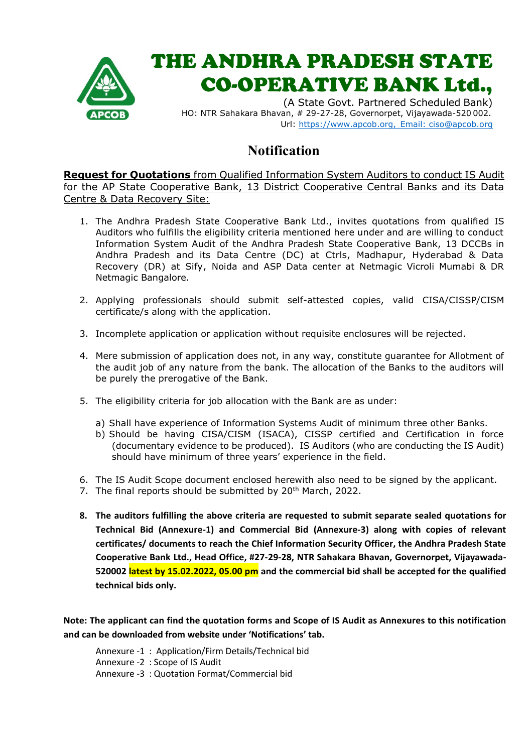# THE ANDHRA PRADESH STATE CO-OPERATIVE BANK Ltd.,

(A State Govt. Partnered Scheduled Bank)
HO: NTR Sahakara Bhavan, # 29-27-28, Governorpet, Vijayawada-520 002.
Url: https://www.apcob.org, Email: ciso@apcob.org

## Notification

**Request for Quotations** from Qualified Information System Auditors to conduct IS Audit for the AP State Cooperative Bank, 13 District Cooperative Central Banks and its Data Centre & Data Recovery Site:

1. The Andhra Pradesh State Cooperative Bank Ltd., invites quotations from qualified IS Auditors who fulfills the eligibility criteria mentioned here under and are willing to conduct Information System Audit of the Andhra Pradesh State Cooperative Bank, 13 DCCBs in Andhra Pradesh and its Data Centre (DC) at Ctrls, Madhapur, Hyderabad & Data Recovery (DR) at Sify, Noida and ASP Data center at Netmagic Vicroli Mumabi & DR Netmagic Bangalore.

2. Applying professionals should submit self-attested copies, valid CISA/CISSP/CISM certificate/s along with the application.

3. Incomplete application or application without requisite enclosures will be rejected.

4. Mere submission of application does not, in any way, constitute guarantee for Allotment of the audit job of any nature from the bank. The allocation of the Banks to the auditors will be purely the prerogative of the Bank.

5. The eligibility criteria for job allocation with the Bank are as under:

   a) Shall have experience of Information Systems Audit of minimum three other Banks.
   b) Should be having CISA/CISM (ISACA), CISSP certified and Certification in force (documentary evidence to be produced). IS Auditors (who are conducting the IS Audit) should have minimum of three years' experience in the field.

6. The IS Audit Scope document enclosed herewith also need to be signed by the applicant.
7. The final reports should be submitted by 20th March, 2022.

8. **The auditors fulfilling the above criteria are requested to submit separate sealed quotations for Technical Bid (Annexure-1) and Commercial Bid (Annexure-3) along with copies of relevant certificates/ documents to reach the Chief Information Security Officer, the Andhra Pradesh State Cooperative Bank Ltd., Head Office, #27-29-28, NTR Sahakara Bhavan, Governorpet, Vijayawada-520002 latest by 15.02.2022, 05.00 pm and the commercial bid shall be accepted for the qualified technical bids only.**

**Note: The applicant can find the quotation forms and Scope of IS Audit as Annexures to this notification and can be downloaded from website under 'Notifications' tab.**

Annexure -1 : Application/Firm Details/Technical bid
Annexure -2 : Scope of IS Audit
Annexure -3 : Quotation Format/Commercial bid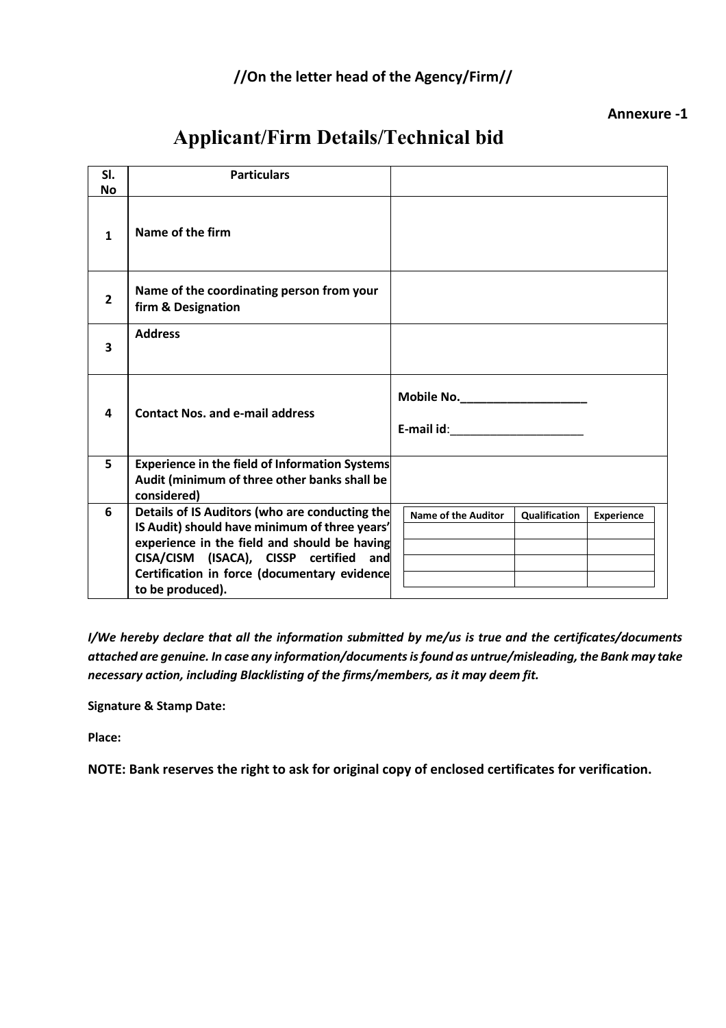**//On the letter head of the Agency/Firm//**

**Annexure -1**

# Applicant/Firm Details/Technical bid

| Sl. No | Particulars | |
|---|---|---|
| 1 | **Name of the firm** | |
| 2 | **Name of the coordinating person from your firm & Designation** | |
| 3 | **Address** | |
| 4 | **Contact Nos. and e-mail address** | **Mobile No.___________________** <br> **E-mail id**:____________________ |
| 5 | **Experience in the field of Information Systems Audit (minimum of three other banks shall be considered)** | |
| 6 | **Details of IS Auditors (who are conducting the IS Audit) should have minimum of three years' experience in the field and should be having CISA/CISM (ISACA), CISSP certified and Certification in force (documentary evidence to be produced).** | |

| Name of the Auditor | Qualification | Experience |
|---|---|---|
| | | |
| | | |
| | | |
| | | |

***I/We hereby declare that all the information submitted by me/us is true and the certificates/documents attached are genuine. In case any information/documents is found as untrue/misleading, the Bank may take necessary action, including Blacklisting of the firms/members, as it may deem fit.***

**Signature & Stamp Date:**

**Place:**

**NOTE: Bank reserves the right to ask for original copy of enclosed certificates for verification.**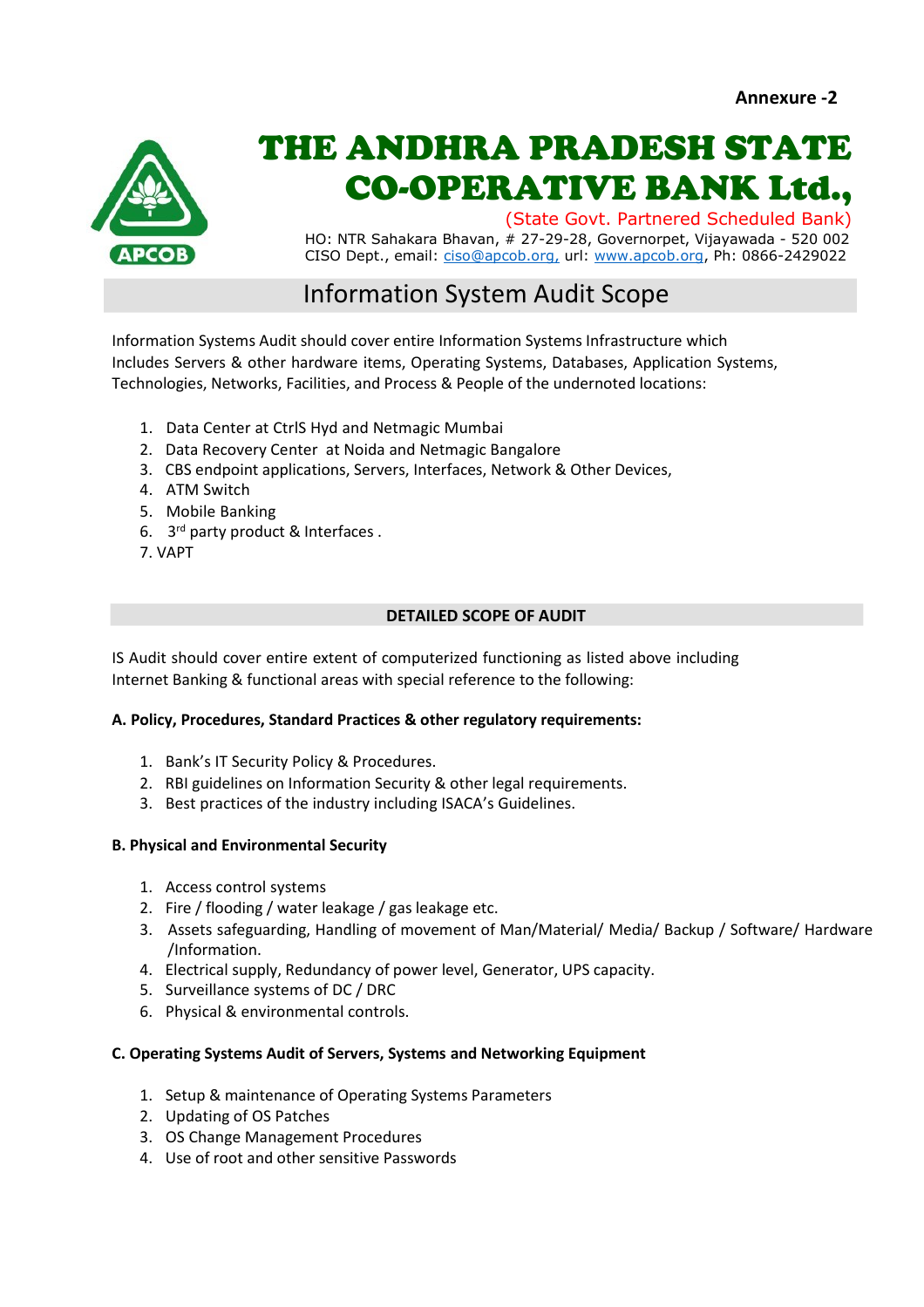Annexure -2

# THE ANDHRA PRADESH STATE CO-OPERATIVE BANK Ltd.,

(State Govt. Partnered Scheduled Bank)
HO: NTR Sahakara Bhavan, # 27-29-28, Governorpet, Vijayawada - 520 002
CISO Dept., email: ciso@apcob.org, url: www.apcob.org, Ph: 0866-2429022

## Information System Audit Scope

Information Systems Audit should cover entire Information Systems Infrastructure which Includes Servers & other hardware items, Operating Systems, Databases, Application Systems, Technologies, Networks, Facilities, and Process & People of the undernoted locations:

1. Data Center at CtrlS Hyd and Netmagic Mumbai
2. Data Recovery Center at Noida and Netmagic Bangalore
3. CBS endpoint applications, Servers, Interfaces, Network & Other Devices,
4. ATM Switch
5. Mobile Banking
6. 3rd party product & Interfaces .
7. VAPT

## DETAILED SCOPE OF AUDIT

IS Audit should cover entire extent of computerized functioning as listed above including Internet Banking & functional areas with special reference to the following:

**A. Policy, Procedures, Standard Practices & other regulatory requirements:**

1. Bank's IT Security Policy & Procedures.
2. RBI guidelines on Information Security & other legal requirements.
3. Best practices of the industry including ISACA's Guidelines.

**B. Physical and Environmental Security**

1. Access control systems
2. Fire / flooding / water leakage / gas leakage etc.
3. Assets safeguarding, Handling of movement of Man/Material/ Media/ Backup / Software/ Hardware /Information.
4. Electrical supply, Redundancy of power level, Generator, UPS capacity.
5. Surveillance systems of DC / DRC
6. Physical & environmental controls.

**C. Operating Systems Audit of Servers, Systems and Networking Equipment**

1. Setup & maintenance of Operating Systems Parameters
2. Updating of OS Patches
3. OS Change Management Procedures
4. Use of root and other sensitive Passwords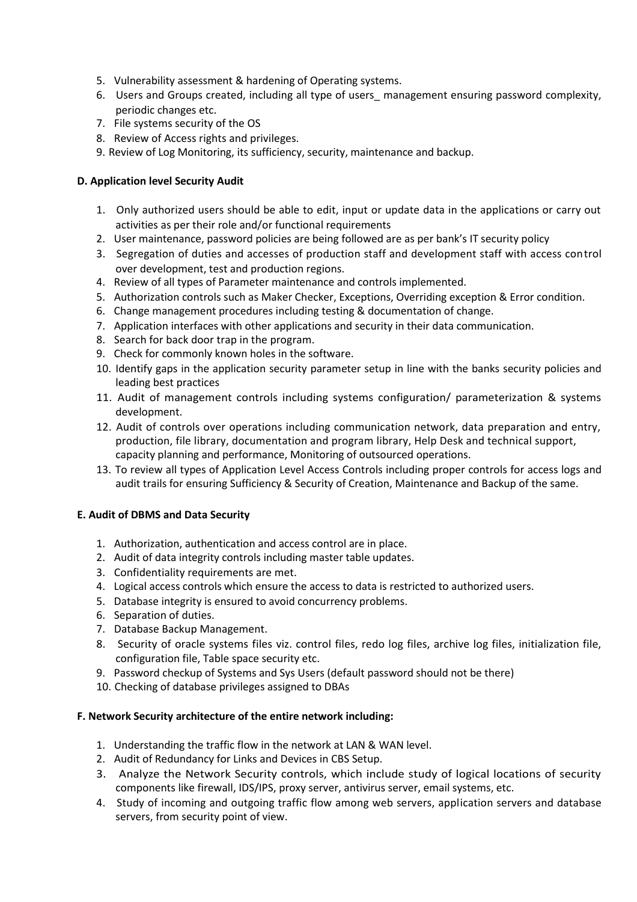5. Vulnerability assessment & hardening of Operating systems.
6. Users and Groups created, including all type of users_ management ensuring password complexity, periodic changes etc.
7. File systems security of the OS
8. Review of Access rights and privileges.
9. Review of Log Monitoring, its sufficiency, security, maintenance and backup.

**D. Application level Security Audit**

1. Only authorized users should be able to edit, input or update data in the applications or carry out activities as per their role and/or functional requirements
2. User maintenance, password policies are being followed are as per bank's IT security policy
3. Segregation of duties and accesses of production staff and development staff with access control over development, test and production regions.
4. Review of all types of Parameter maintenance and controls implemented.
5. Authorization controls such as Maker Checker, Exceptions, Overriding exception & Error condition.
6. Change management procedures including testing & documentation of change.
7. Application interfaces with other applications and security in their data communication.
8. Search for back door trap in the program.
9. Check for commonly known holes in the software.
10. Identify gaps in the application security parameter setup in line with the banks security policies and leading best practices
11. Audit of management controls including systems configuration/ parameterization & systems development.
12. Audit of controls over operations including communication network, data preparation and entry, production, file library, documentation and program library, Help Desk and technical support, capacity planning and performance, Monitoring of outsourced operations.
13. To review all types of Application Level Access Controls including proper controls for access logs and audit trails for ensuring Sufficiency & Security of Creation, Maintenance and Backup of the same.

**E. Audit of DBMS and Data Security**

1. Authorization, authentication and access control are in place.
2. Audit of data integrity controls including master table updates.
3. Confidentiality requirements are met.
4. Logical access controls which ensure the access to data is restricted to authorized users.
5. Database integrity is ensured to avoid concurrency problems.
6. Separation of duties.
7. Database Backup Management.
8. Security of oracle systems files viz. control files, redo log files, archive log files, initialization file, configuration file, Table space security etc.
9. Password checkup of Systems and Sys Users (default password should not be there)
10. Checking of database privileges assigned to DBAs

**F. Network Security architecture of the entire network including:**

1. Understanding the traffic flow in the network at LAN & WAN level.
2. Audit of Redundancy for Links and Devices in CBS Setup.
3. Analyze the Network Security controls, which include study of logical locations of security components like firewall, IDS/IPS, proxy server, antivirus server, email systems, etc.
4. Study of incoming and outgoing traffic flow among web servers, application servers and database servers, from security point of view.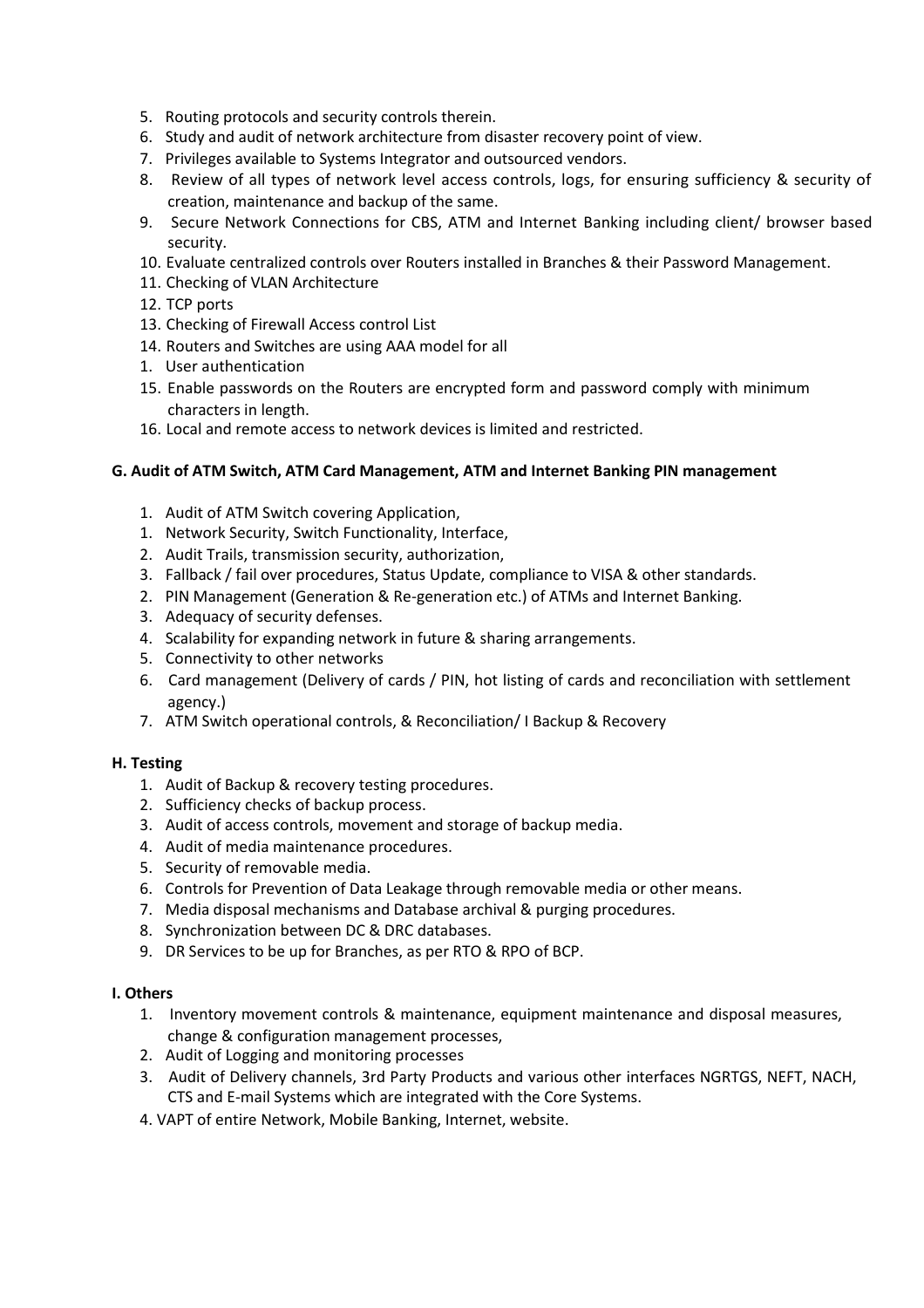5. Routing protocols and security controls therein.
6. Study and audit of network architecture from disaster recovery point of view.
7. Privileges available to Systems Integrator and outsourced vendors.
8. Review of all types of network level access controls, logs, for ensuring sufficiency & security of creation, maintenance and backup of the same.
9. Secure Network Connections for CBS, ATM and Internet Banking including client/ browser based security.
10. Evaluate centralized controls over Routers installed in Branches & their Password Management.
11. Checking of VLAN Architecture
12. TCP ports
13. Checking of Firewall Access control List
14. Routers and Switches are using AAA model for all
1. User authentication
15. Enable passwords on the Routers are encrypted form and password comply with minimum characters in length.
16. Local and remote access to network devices is limited and restricted.

**G. Audit of ATM Switch, ATM Card Management, ATM and Internet Banking PIN management**

1. Audit of ATM Switch covering Application,
1. Network Security, Switch Functionality, Interface,
2. Audit Trails, transmission security, authorization,
3. Fallback / fail over procedures, Status Update, compliance to VISA & other standards.
2. PIN Management (Generation & Re-generation etc.) of ATMs and Internet Banking.
3. Adequacy of security defenses.
4. Scalability for expanding network in future & sharing arrangements.
5. Connectivity to other networks
6. Card management (Delivery of cards / PIN, hot listing of cards and reconciliation with settlement agency.)
7. ATM Switch operational controls, & Reconciliation/ I Backup & Recovery

**H. Testing**

1. Audit of Backup & recovery testing procedures.
2. Sufficiency checks of backup process.
3. Audit of access controls, movement and storage of backup media.
4. Audit of media maintenance procedures.
5. Security of removable media.
6. Controls for Prevention of Data Leakage through removable media or other means.
7. Media disposal mechanisms and Database archival & purging procedures.
8. Synchronization between DC & DRC databases.
9. DR Services to be up for Branches, as per RTO & RPO of BCP.

**I. Others**

1. Inventory movement controls & maintenance, equipment maintenance and disposal measures, change & configuration management processes,
2. Audit of Logging and monitoring processes
3. Audit of Delivery channels, 3rd Party Products and various other interfaces NGRTGS, NEFT, NACH, CTS and E-mail Systems which are integrated with the Core Systems.
4. VAPT of entire Network, Mobile Banking, Internet, website.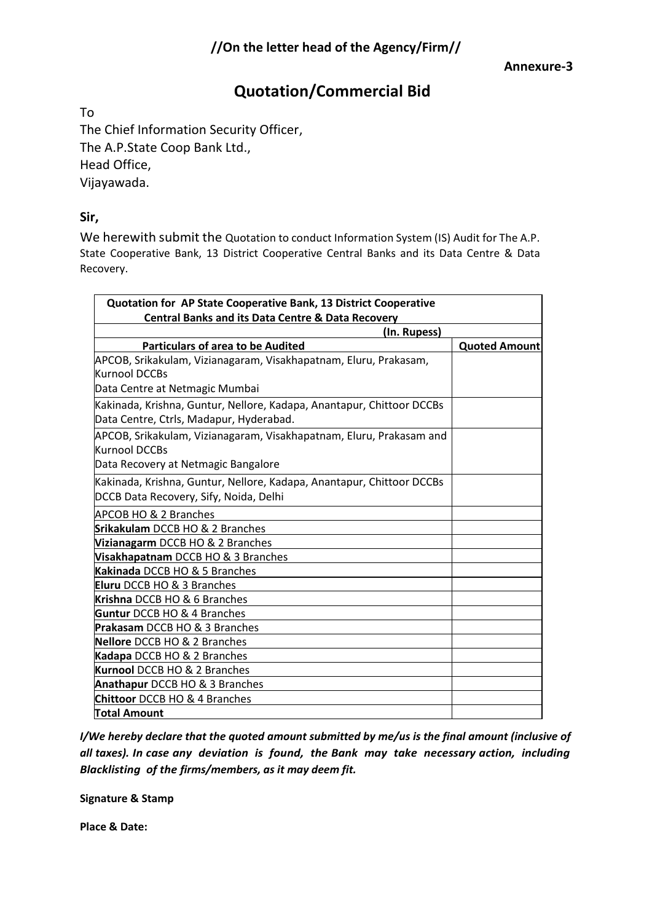**//On the letter head of the Agency/Firm//**

**Annexure-3**

# Quotation/Commercial Bid

To
The Chief Information Security Officer,
The A.P.State Coop Bank Ltd.,
Head Office,
Vijayawada.

**Sir,**

We herewith submit the Quotation to conduct Information System (IS) Audit for The A.P. State Cooperative Bank, 13 District Cooperative Central Banks and its Data Centre & Data Recovery.

| **Quotation for AP State Cooperative Bank, 13 District Cooperative Central Banks and its Data Centre & Data Recovery** | |
|---|---|
| **(In. Rupess)** | |
| **Particulars of area to be Audited** | **Quoted Amount** |
| APCOB, Srikakulam, Vizianagaram, Visakhapatnam, Eluru, Prakasam, Kurnool DCCBs<br>Data Centre at Netmagic Mumbai | |
| Kakinada, Krishna, Guntur, Nellore, Kadapa, Anantapur, Chittoor DCCBs<br>Data Centre, Ctrls, Madapur, Hyderabad. | |
| APCOB, Srikakulam, Vizianagaram, Visakhapatnam, Eluru, Prakasam and Kurnool DCCBs<br>Data Recovery at Netmagic Bangalore | |
| Kakinada, Krishna, Guntur, Nellore, Kadapa, Anantapur, Chittoor DCCBs<br>DCCB Data Recovery, Sify, Noida, Delhi | |
| APCOB HO & 2 Branches | |
| **Srikakulam** DCCB HO & 2 Branches | |
| **Vizianagarm** DCCB HO & 2 Branches | |
| **Visakhapatnam** DCCB HO & 3 Branches | |
| **Kakinada** DCCB HO & 5 Branches | |
| **Eluru** DCCB HO & 3 Branches | |
| **Krishna** DCCB HO & 6 Branches | |
| **Guntur** DCCB HO & 4 Branches | |
| **Prakasam** DCCB HO & 3 Branches | |
| **Nellore** DCCB HO & 2 Branches | |
| **Kadapa** DCCB HO & 2 Branches | |
| **Kurnool** DCCB HO & 2 Branches | |
| **Anathapur** DCCB HO & 3 Branches | |
| **Chittoor** DCCB HO & 4 Branches | |
| **Total Amount** | |

***I/We hereby declare that the quoted amount submitted by me/us is the final amount (inclusive of all taxes). In case any deviation is found, the Bank may take necessary action, including Blacklisting of the firms/members, as it may deem fit.***

**Signature & Stamp**

**Place & Date:**